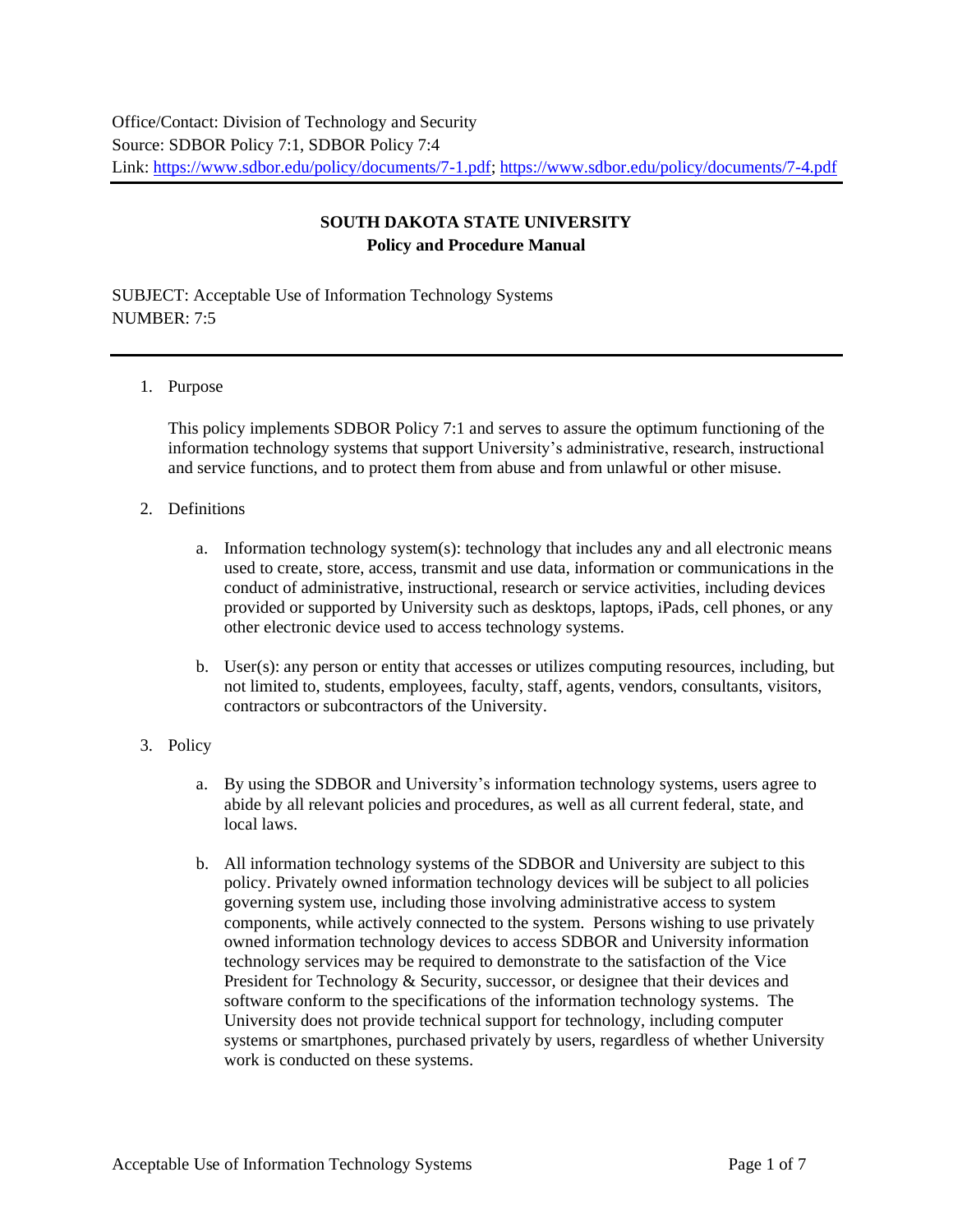Office/Contact: Division of Technology and Security
Source: SDBOR Policy 7:1, SDBOR Policy 7:4
Link: https://www.sdbor.edu/policy/documents/7-1.pdf; https://www.sdbor.edu/policy/documents/7-4.pdf

---

**SOUTH DAKOTA STATE UNIVERSITY**
**Policy and Procedure Manual**

SUBJECT: Acceptable Use of Information Technology Systems
NUMBER: 7:5

---

1. Purpose

   This policy implements SDBOR Policy 7:1 and serves to assure the optimum functioning of the information technology systems that support University's administrative, research, instructional and service functions, and to protect them from abuse and from unlawful or other misuse.

2. Definitions

   a. Information technology system(s): technology that includes any and all electronic means used to create, store, access, transmit and use data, information or communications in the conduct of administrative, instructional, research or service activities, including devices provided or supported by University such as desktops, laptops, iPads, cell phones, or any other electronic device used to access technology systems.

   b. User(s): any person or entity that accesses or utilizes computing resources, including, but not limited to, students, employees, faculty, staff, agents, vendors, consultants, visitors, contractors or subcontractors of the University.

3. Policy

   a. By using the SDBOR and University's information technology systems, users agree to abide by all relevant policies and procedures, as well as all current federal, state, and local laws.

   b. All information technology systems of the SDBOR and University are subject to this policy. Privately owned information technology devices will be subject to all policies governing system use, including those involving administrative access to system components, while actively connected to the system. Persons wishing to use privately owned information technology devices to access SDBOR and University information technology services may be required to demonstrate to the satisfaction of the Vice President for Technology & Security, successor, or designee that their devices and software conform to the specifications of the information technology systems. The University does not provide technical support for technology, including computer systems or smartphones, purchased privately by users, regardless of whether University work is conducted on these systems.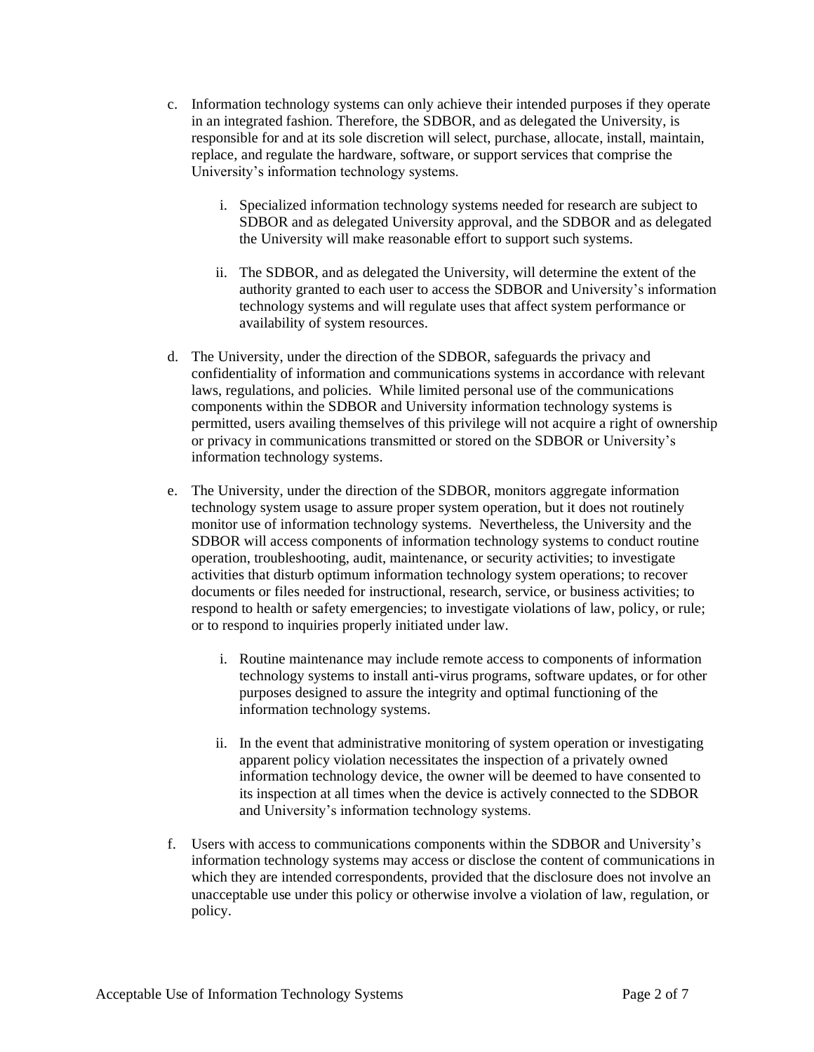c. Information technology systems can only achieve their intended purposes if they operate in an integrated fashion. Therefore, the SDBOR, and as delegated the University, is responsible for and at its sole discretion will select, purchase, allocate, install, maintain, replace, and regulate the hardware, software, or support services that comprise the University's information technology systems.

   i. Specialized information technology systems needed for research are subject to SDBOR and as delegated University approval, and the SDBOR and as delegated the University will make reasonable effort to support such systems.

   ii. The SDBOR, and as delegated the University, will determine the extent of the authority granted to each user to access the SDBOR and University's information technology systems and will regulate uses that affect system performance or availability of system resources.

d. The University, under the direction of the SDBOR, safeguards the privacy and confidentiality of information and communications systems in accordance with relevant laws, regulations, and policies. While limited personal use of the communications components within the SDBOR and University information technology systems is permitted, users availing themselves of this privilege will not acquire a right of ownership or privacy in communications transmitted or stored on the SDBOR or University's information technology systems.

e. The University, under the direction of the SDBOR, monitors aggregate information technology system usage to assure proper system operation, but it does not routinely monitor use of information technology systems. Nevertheless, the University and the SDBOR will access components of information technology systems to conduct routine operation, troubleshooting, audit, maintenance, or security activities; to investigate activities that disturb optimum information technology system operations; to recover documents or files needed for instructional, research, service, or business activities; to respond to health or safety emergencies; to investigate violations of law, policy, or rule; or to respond to inquiries properly initiated under law.

   i. Routine maintenance may include remote access to components of information technology systems to install anti-virus programs, software updates, or for other purposes designed to assure the integrity and optimal functioning of the information technology systems.

   ii. In the event that administrative monitoring of system operation or investigating apparent policy violation necessitates the inspection of a privately owned information technology device, the owner will be deemed to have consented to its inspection at all times when the device is actively connected to the SDBOR and University's information technology systems.

f. Users with access to communications components within the SDBOR and University's information technology systems may access or disclose the content of communications in which they are intended correspondents, provided that the disclosure does not involve an unacceptable use under this policy or otherwise involve a violation of law, regulation, or policy.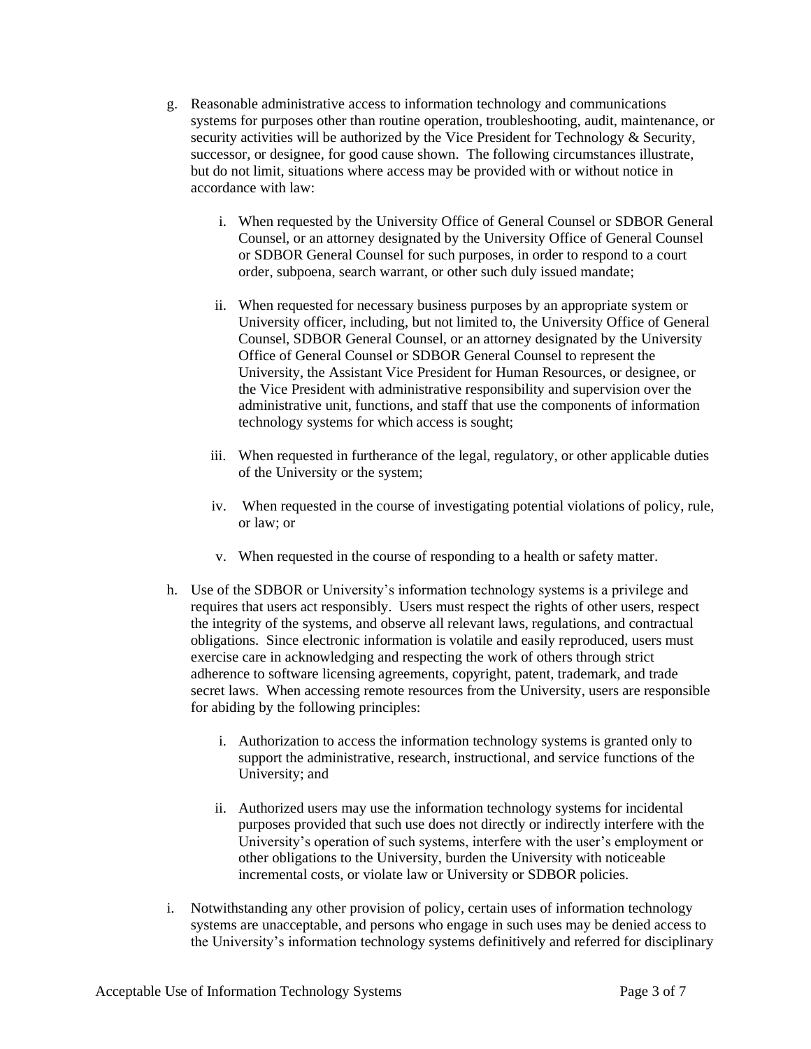g. Reasonable administrative access to information technology and communications systems for purposes other than routine operation, troubleshooting, audit, maintenance, or security activities will be authorized by the Vice President for Technology & Security, successor, or designee, for good cause shown. The following circumstances illustrate, but do not limit, situations where access may be provided with or without notice in accordance with law:

   i. When requested by the University Office of General Counsel or SDBOR General Counsel, or an attorney designated by the University Office of General Counsel or SDBOR General Counsel for such purposes, in order to respond to a court order, subpoena, search warrant, or other such duly issued mandate;

   ii. When requested for necessary business purposes by an appropriate system or University officer, including, but not limited to, the University Office of General Counsel, SDBOR General Counsel, or an attorney designated by the University Office of General Counsel or SDBOR General Counsel to represent the University, the Assistant Vice President for Human Resources, or designee, or the Vice President with administrative responsibility and supervision over the administrative unit, functions, and staff that use the components of information technology systems for which access is sought;

   iii. When requested in furtherance of the legal, regulatory, or other applicable duties of the University or the system;

   iv. When requested in the course of investigating potential violations of policy, rule, or law; or

   v. When requested in the course of responding to a health or safety matter.

h. Use of the SDBOR or University's information technology systems is a privilege and requires that users act responsibly. Users must respect the rights of other users, respect the integrity of the systems, and observe all relevant laws, regulations, and contractual obligations. Since electronic information is volatile and easily reproduced, users must exercise care in acknowledging and respecting the work of others through strict adherence to software licensing agreements, copyright, patent, trademark, and trade secret laws. When accessing remote resources from the University, users are responsible for abiding by the following principles:

   i. Authorization to access the information technology systems is granted only to support the administrative, research, instructional, and service functions of the University; and

   ii. Authorized users may use the information technology systems for incidental purposes provided that such use does not directly or indirectly interfere with the University's operation of such systems, interfere with the user's employment or other obligations to the University, burden the University with noticeable incremental costs, or violate law or University or SDBOR policies.

i. Notwithstanding any other provision of policy, certain uses of information technology systems are unacceptable, and persons who engage in such uses may be denied access to the University's information technology systems definitively and referred for disciplinary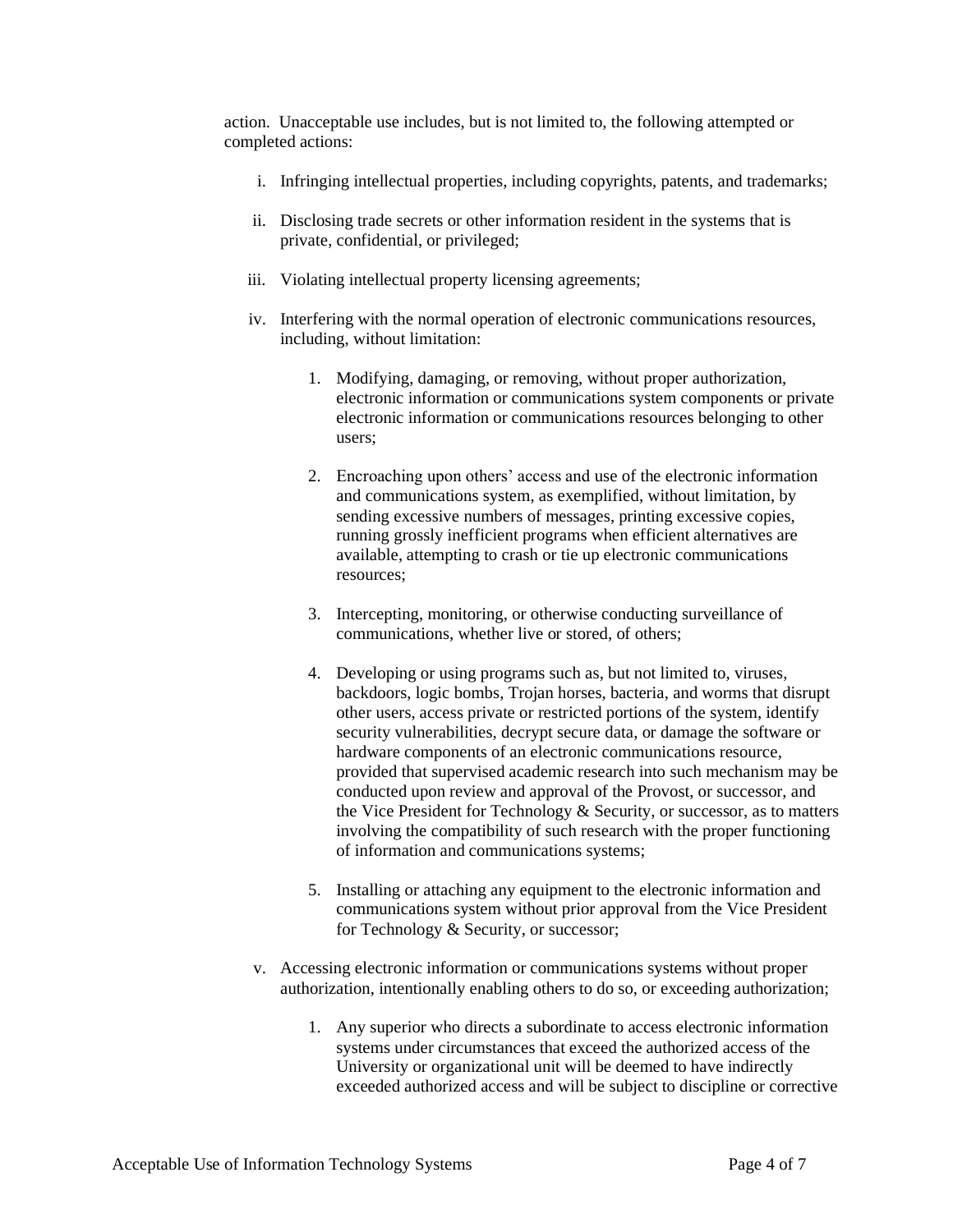action. Unacceptable use includes, but is not limited to, the following attempted or completed actions:

i. Infringing intellectual properties, including copyrights, patents, and trademarks;

ii. Disclosing trade secrets or other information resident in the systems that is private, confidential, or privileged;

iii. Violating intellectual property licensing agreements;

iv. Interfering with the normal operation of electronic communications resources, including, without limitation:

   1. Modifying, damaging, or removing, without proper authorization, electronic information or communications system components or private electronic information or communications resources belonging to other users;

   2. Encroaching upon others' access and use of the electronic information and communications system, as exemplified, without limitation, by sending excessive numbers of messages, printing excessive copies, running grossly inefficient programs when efficient alternatives are available, attempting to crash or tie up electronic communications resources;

   3. Intercepting, monitoring, or otherwise conducting surveillance of communications, whether live or stored, of others;

   4. Developing or using programs such as, but not limited to, viruses, backdoors, logic bombs, Trojan horses, bacteria, and worms that disrupt other users, access private or restricted portions of the system, identify security vulnerabilities, decrypt secure data, or damage the software or hardware components of an electronic communications resource, provided that supervised academic research into such mechanism may be conducted upon review and approval of the Provost, or successor, and the Vice President for Technology & Security, or successor, as to matters involving the compatibility of such research with the proper functioning of information and communications systems;

   5. Installing or attaching any equipment to the electronic information and communications system without prior approval from the Vice President for Technology & Security, or successor;

v. Accessing electronic information or communications systems without proper authorization, intentionally enabling others to do so, or exceeding authorization;

   1. Any superior who directs a subordinate to access electronic information systems under circumstances that exceed the authorized access of the University or organizational unit will be deemed to have indirectly exceeded authorized access and will be subject to discipline or corrective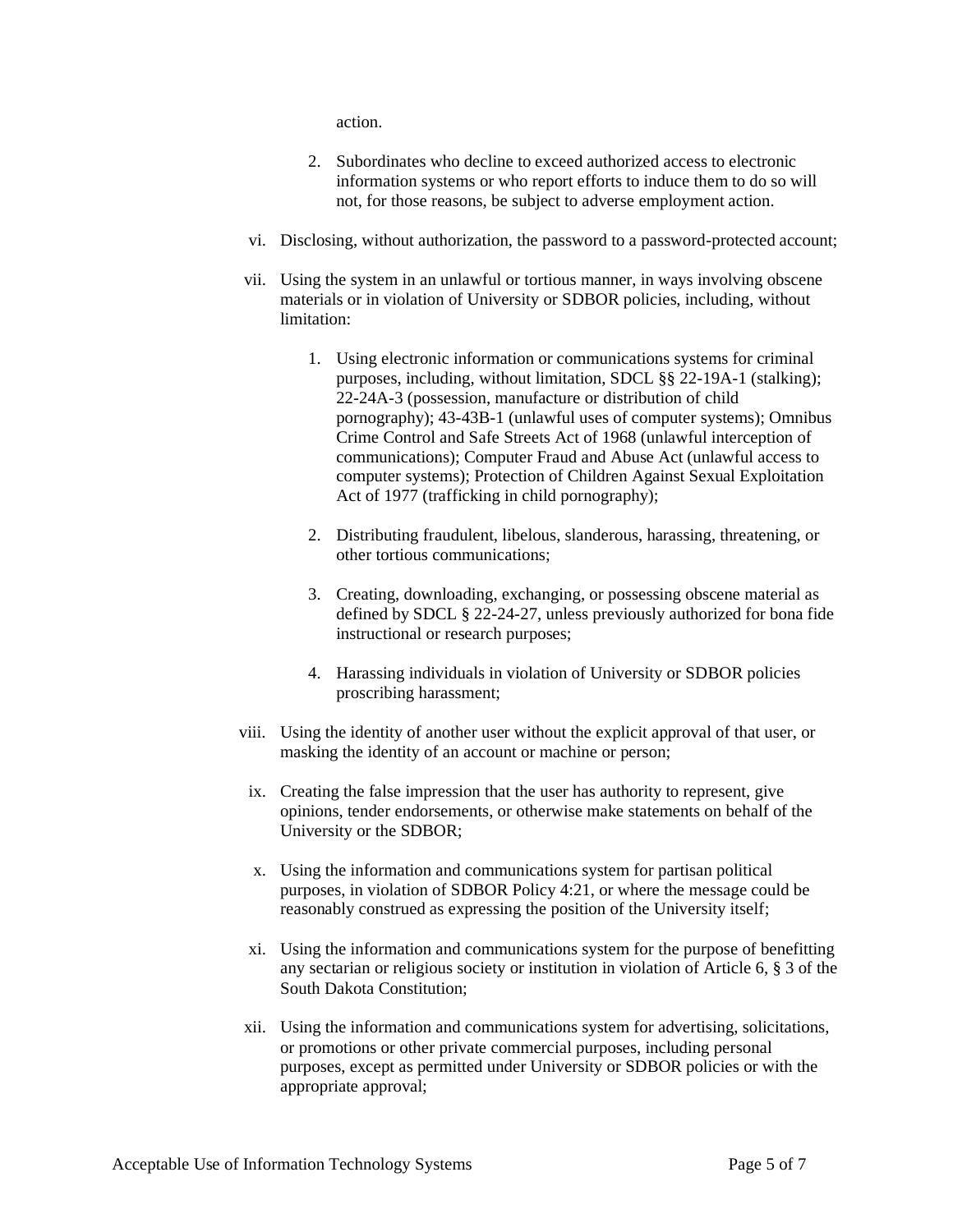action.

2. Subordinates who decline to exceed authorized access to electronic information systems or who report efforts to induce them to do so will not, for those reasons, be subject to adverse employment action.

vi. Disclosing, without authorization, the password to a password-protected account;

vii. Using the system in an unlawful or tortious manner, in ways involving obscene materials or in violation of University or SDBOR policies, including, without limitation:

   1. Using electronic information or communications systems for criminal purposes, including, without limitation, SDCL §§ 22-19A-1 (stalking); 22-24A-3 (possession, manufacture or distribution of child pornography); 43-43B-1 (unlawful uses of computer systems); Omnibus Crime Control and Safe Streets Act of 1968 (unlawful interception of communications); Computer Fraud and Abuse Act (unlawful access to computer systems); Protection of Children Against Sexual Exploitation Act of 1977 (trafficking in child pornography);

   2. Distributing fraudulent, libelous, slanderous, harassing, threatening, or other tortious communications;

   3. Creating, downloading, exchanging, or possessing obscene material as defined by SDCL § 22-24-27, unless previously authorized for bona fide instructional or research purposes;

   4. Harassing individuals in violation of University or SDBOR policies proscribing harassment;

viii. Using the identity of another user without the explicit approval of that user, or masking the identity of an account or machine or person;

ix. Creating the false impression that the user has authority to represent, give opinions, tender endorsements, or otherwise make statements on behalf of the University or the SDBOR;

x. Using the information and communications system for partisan political purposes, in violation of SDBOR Policy 4:21, or where the message could be reasonably construed as expressing the position of the University itself;

xi. Using the information and communications system for the purpose of benefitting any sectarian or religious society or institution in violation of Article 6, § 3 of the South Dakota Constitution;

xii. Using the information and communications system for advertising, solicitations, or promotions or other private commercial purposes, including personal purposes, except as permitted under University or SDBOR policies or with the appropriate approval;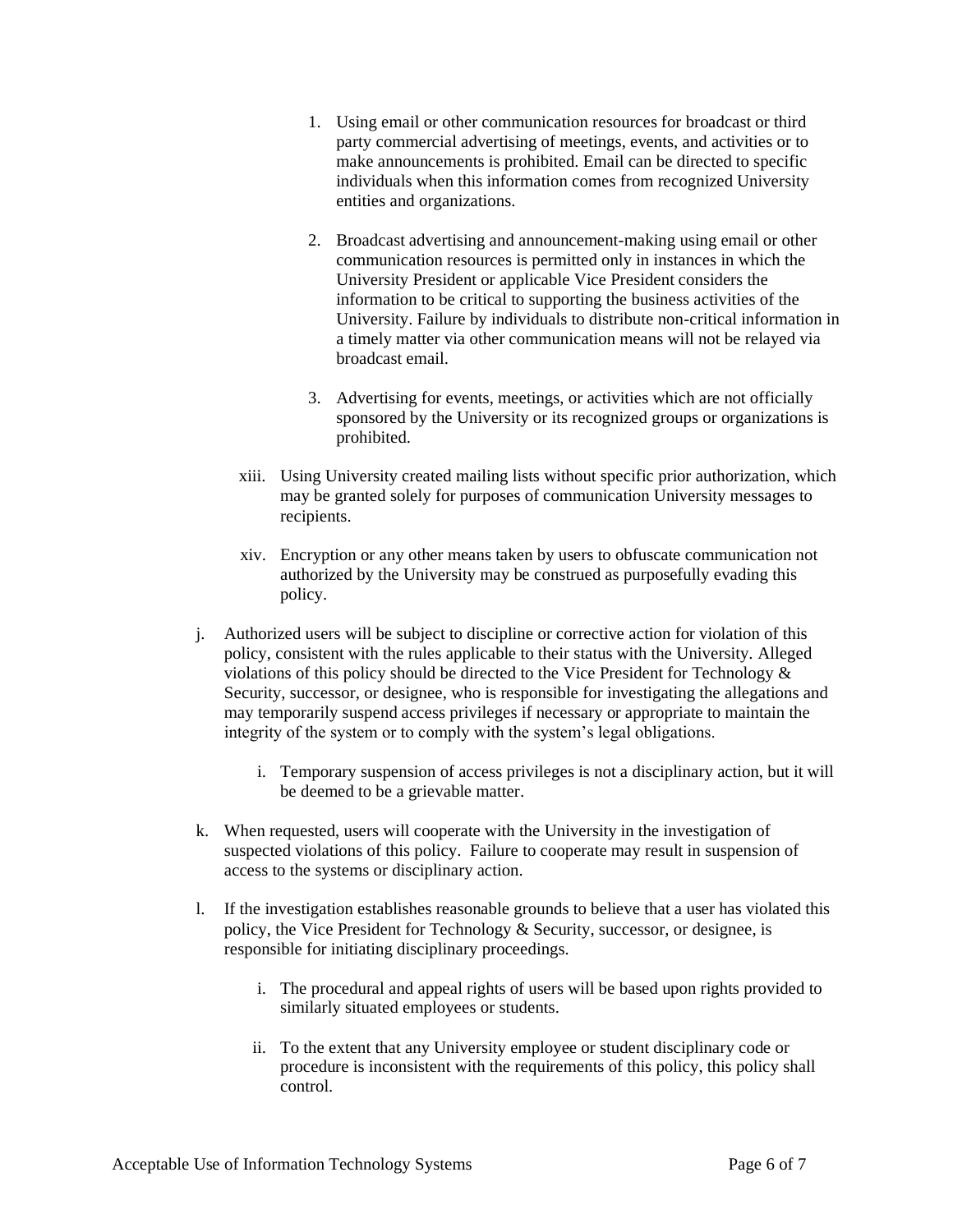1. Using email or other communication resources for broadcast or third party commercial advertising of meetings, events, and activities or to make announcements is prohibited. Email can be directed to specific individuals when this information comes from recognized University entities and organizations.

2. Broadcast advertising and announcement-making using email or other communication resources is permitted only in instances in which the University President or applicable Vice President considers the information to be critical to supporting the business activities of the University. Failure by individuals to distribute non-critical information in a timely matter via other communication means will not be relayed via broadcast email.

3. Advertising for events, meetings, or activities which are not officially sponsored by the University or its recognized groups or organizations is prohibited.

xiii. Using University created mailing lists without specific prior authorization, which may be granted solely for purposes of communication University messages to recipients.

xiv. Encryption or any other means taken by users to obfuscate communication not authorized by the University may be construed as purposefully evading this policy.

j. Authorized users will be subject to discipline or corrective action for violation of this policy, consistent with the rules applicable to their status with the University. Alleged violations of this policy should be directed to the Vice President for Technology & Security, successor, or designee, who is responsible for investigating the allegations and may temporarily suspend access privileges if necessary or appropriate to maintain the integrity of the system or to comply with the system's legal obligations.

   i. Temporary suspension of access privileges is not a disciplinary action, but it will be deemed to be a grievable matter.

k. When requested, users will cooperate with the University in the investigation of suspected violations of this policy. Failure to cooperate may result in suspension of access to the systems or disciplinary action.

l. If the investigation establishes reasonable grounds to believe that a user has violated this policy, the Vice President for Technology & Security, successor, or designee, is responsible for initiating disciplinary proceedings.

   i. The procedural and appeal rights of users will be based upon rights provided to similarly situated employees or students.

   ii. To the extent that any University employee or student disciplinary code or procedure is inconsistent with the requirements of this policy, this policy shall control.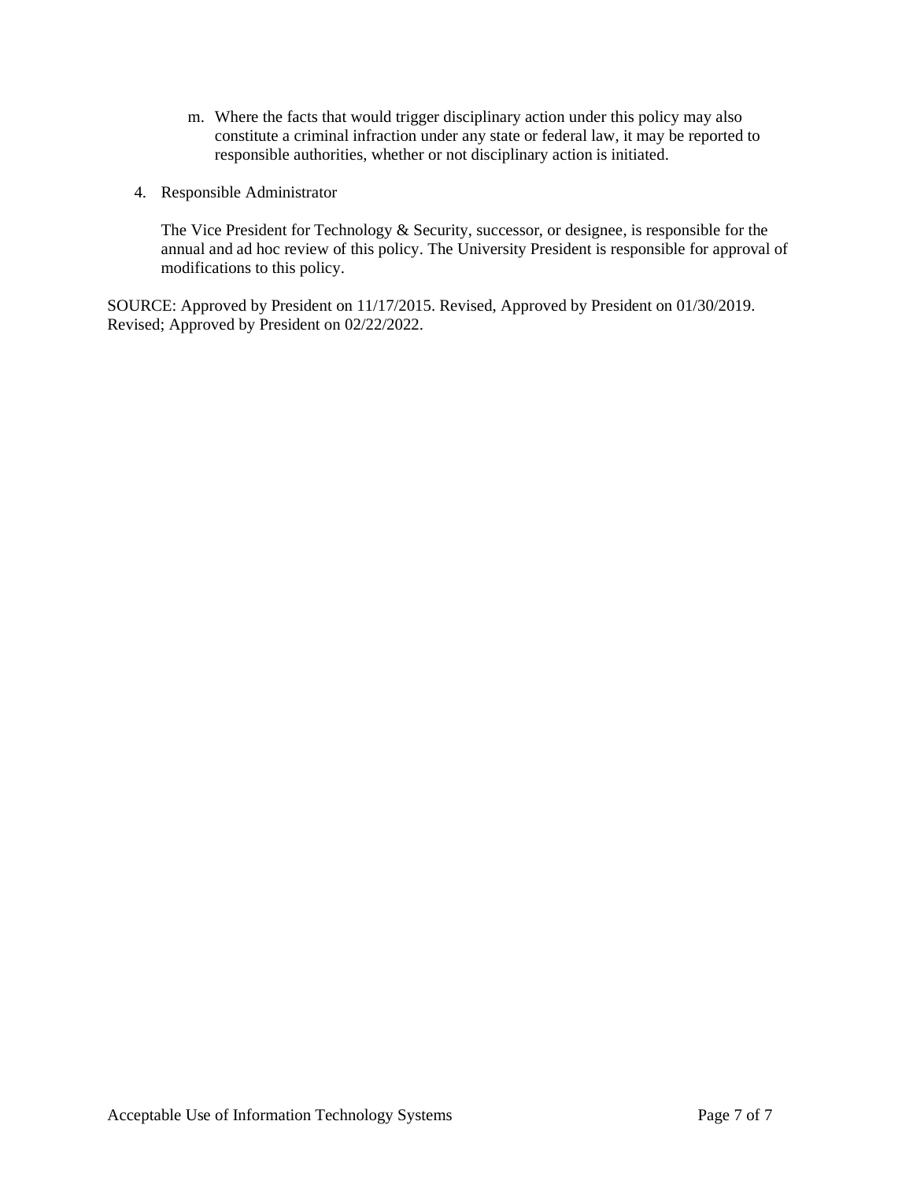m. Where the facts that would trigger disciplinary action under this policy may also constitute a criminal infraction under any state or federal law, it may be reported to responsible authorities, whether or not disciplinary action is initiated.

4. Responsible Administrator

   The Vice President for Technology & Security, successor, or designee, is responsible for the annual and ad hoc review of this policy. The University President is responsible for approval of modifications to this policy.

SOURCE: Approved by President on 11/17/2015. Revised, Approved by President on 01/30/2019. Revised; Approved by President on 02/22/2022.